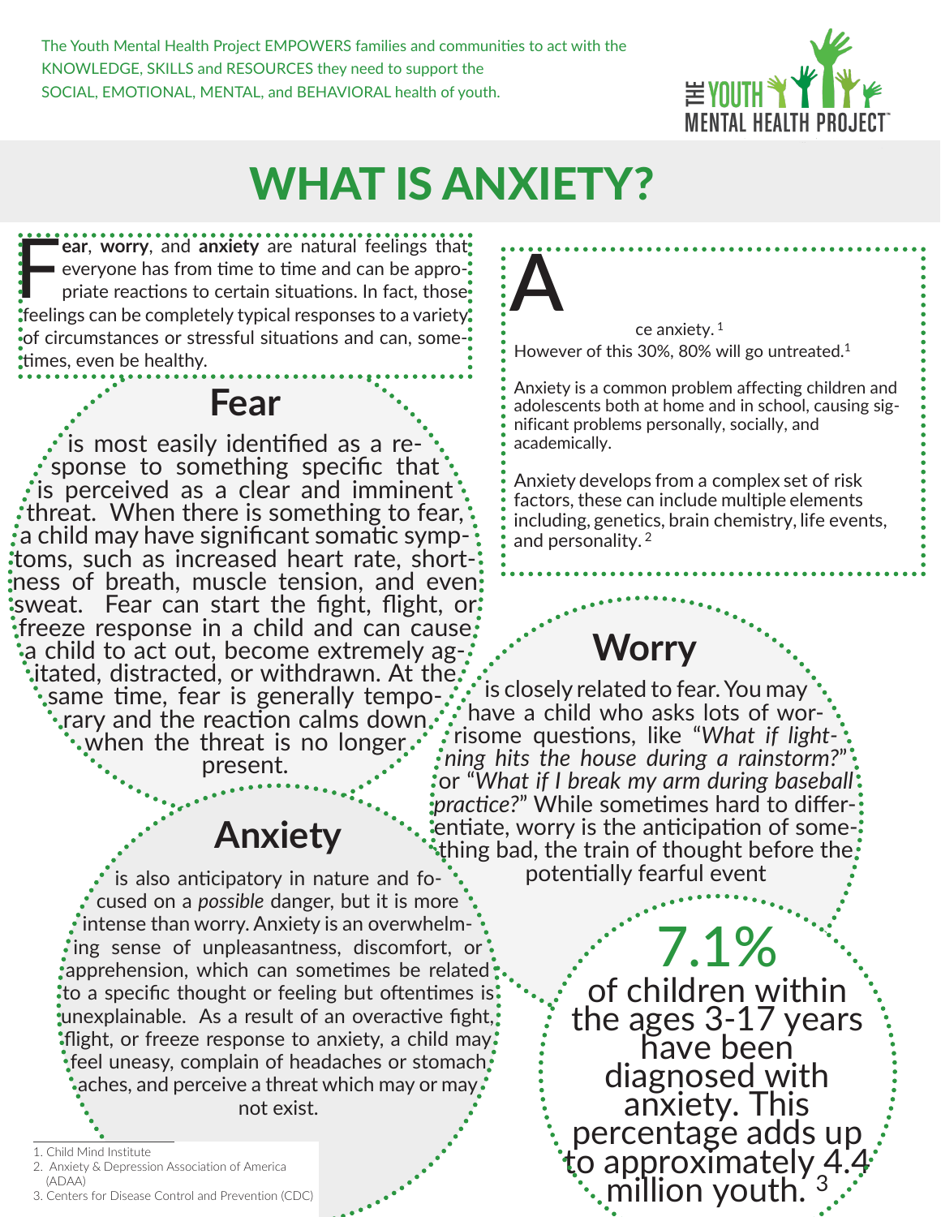The Youth Mental Health Project EMPOWERS families and communities to act with the KNOWLEDGE, SKILLS and RESOURCES they need to support the SOCIAL, EMOTIONAL, MENTAL, and BEHAVIORAL health of youth.

THE YOUTH MENTAL HEALTH PROJECT™

# WHAT IS ANXIETY?

Fear, **worry**, and **anxiety** are natural feelings that everyone has from time to time and can be appropriate reactions to certain situations. In fact, those feelings can be completely typical responses to a variety of circumstances or stressful situations and can, sometimes, even be healthy.

A

ce anxiety.[1]
However of this 30%, 80% will go untreated.[1]

Anxiety is a common problem affecting children and adolescents both at home and in school, causing significant problems personally, socially, and academically.

Anxiety develops from a complex set of risk factors, these can include multiple elements including, genetics, brain chemistry, life events, and personality.[2]

## Fear

is most easily identified as a response to something specific that is perceived as a clear and imminent threat. When there is something to fear, a child may have significant somatic symptoms, such as increased heart rate, shortness of breath, muscle tension, and even sweat. Fear can start the fight, flight, or freeze response in a child and can cause a child to act out, become extremely agitated, distracted, or withdrawn. At the same time, fear is generally temporary and the reaction calms down when the threat is no longer present.

## Worry

is closely related to fear. You may have a child who asks lots of worrisome questions, like "*What if lightning hits the house during a rainstorm?*" or "*What if I break my arm during baseball practice?*" While sometimes hard to differentiate, worry is the anticipation of something bad, the train of thought before the potentially fearful event

## Anxiety

is also anticipatory in nature and focused on a *possible* danger, but it is more intense than worry. Anxiety is an overwhelming sense of unpleasantness, discomfort, or apprehension, which can sometimes be related to a specific thought or feeling but oftentimes is unexplainable. As a result of an overactive fight, flight, or freeze response to anxiety, a child may feel uneasy, complain of headaches or stomach aches, and perceive a threat which may or may not exist.

**7.1%** of children within the ages 3-17 years have been diagnosed with anxiety. This percentage adds up to approximately 4.4 million youth.[3]

1. Child Mind Institute
2. Anxiety & Depression Association of America (ADAA)
3. Centers for Disease Control and Prevention (CDC)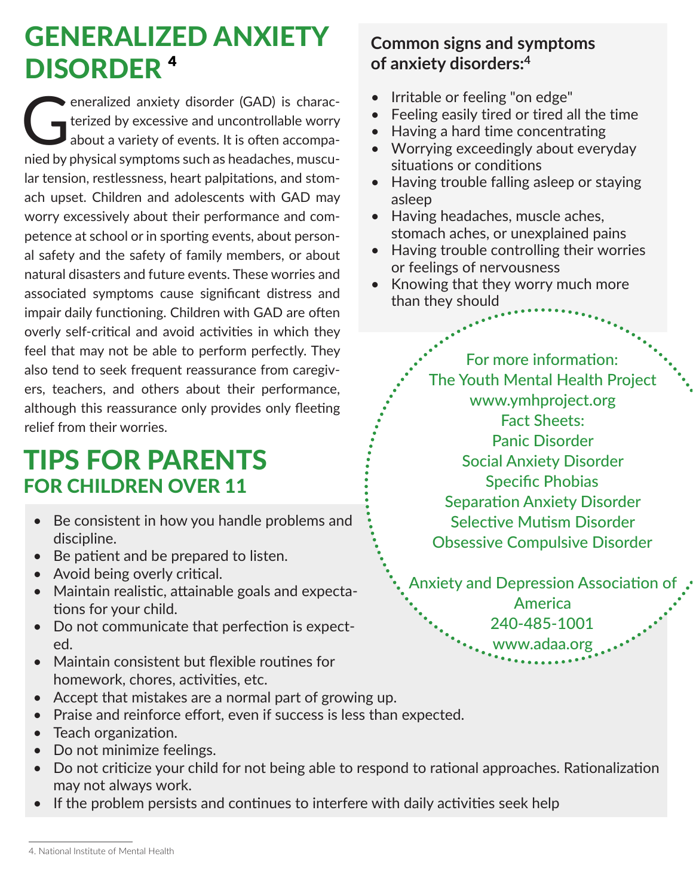# GENERALIZED ANXIETY DISORDER [4]

Generalized anxiety disorder (GAD) is characterized by excessive and uncontrollable worry about a variety of events. It is often accompanied by physical symptoms such as headaches, muscular tension, restlessness, heart palpitations, and stomach upset. Children and adolescents with GAD may worry excessively about their performance and competence at school or in sporting events, about personal safety and the safety of family members, or about natural disasters and future events. These worries and associated symptoms cause significant distress and impair daily functioning. Children with GAD are often overly self-critical and avoid activities in which they feel that may not be able to perform perfectly. They also tend to seek frequent reassurance from caregivers, teachers, and others about their performance, although this reassurance only provides only fleeting relief from their worries.

**Common signs and symptoms of anxiety disorders:**[4]

- Irritable or feeling "on edge"
- Feeling easily tired or tired all the time
- Having a hard time concentrating
- Worrying exceedingly about everyday situations or conditions
- Having trouble falling asleep or staying asleep
- Having headaches, muscle aches, stomach aches, or unexplained pains
- Having trouble controlling their worries or feelings of nervousness
- Knowing that they worry much more than they should

For more information:
The Youth Mental Health Project
www.ymhproject.org
Fact Sheets:
Panic Disorder
Social Anxiety Disorder
Specific Phobias
Separation Anxiety Disorder
Selective Mutism Disorder
Obsessive Compulsive Disorder

Anxiety and Depression Association of America
240-485-1001
www.adaa.org

# TIPS FOR PARENTS
## FOR CHILDREN OVER 11

- Be consistent in how you handle problems and discipline.
- Be patient and be prepared to listen.
- Avoid being overly critical.
- Maintain realistic, attainable goals and expectations for your child.
- Do not communicate that perfection is expected.
- Maintain consistent but flexible routines for homework, chores, activities, etc.
- Accept that mistakes are a normal part of growing up.
- Praise and reinforce effort, even if success is less than expected.
- Teach organization.
- Do not minimize feelings.
- Do not criticize your child for not being able to respond to rational approaches. Rationalization may not always work.
- If the problem persists and continues to interfere with daily activities seek help

4. National Institute of Mental Health